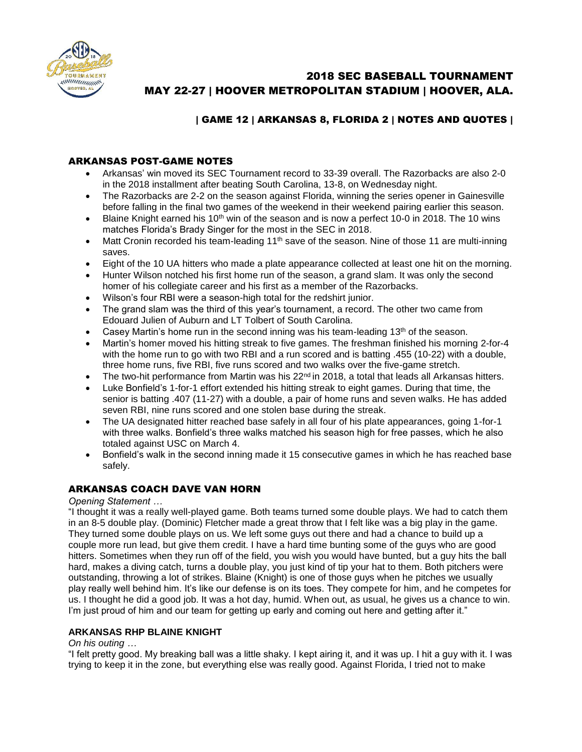# 2018 SEC BASEBALL TOURNAMENT
# MAY 22-27 | HOOVER METROPOLITAN STADIUM | HOOVER, ALA.

## | GAME 12 | ARKANSAS 8, FLORIDA 2 | NOTES AND QUOTES |

### ARKANSAS POST-GAME NOTES

- Arkansas' win moved its SEC Tournament record to 33-39 overall. The Razorbacks are also 2-0 in the 2018 installment after beating South Carolina, 13-8, on Wednesday night.
- The Razorbacks are 2-2 on the season against Florida, winning the series opener in Gainesville before falling in the final two games of the weekend in their weekend pairing earlier this season.
- Blaine Knight earned his 10th win of the season and is now a perfect 10-0 in 2018. The 10 wins matches Florida's Brady Singer for the most in the SEC in 2018.
- Matt Cronin recorded his team-leading 11th save of the season. Nine of those 11 are multi-inning saves.
- Eight of the 10 UA hitters who made a plate appearance collected at least one hit on the morning.
- Hunter Wilson notched his first home run of the season, a grand slam. It was only the second homer of his collegiate career and his first as a member of the Razorbacks.
- Wilson's four RBI were a season-high total for the redshirt junior.
- The grand slam was the third of this year's tournament, a record. The other two came from Edouard Julien of Auburn and LT Tolbert of South Carolina.
- Casey Martin's home run in the second inning was his team-leading 13th of the season.
- Martin's homer moved his hitting streak to five games. The freshman finished his morning 2-for-4 with the home run to go with two RBI and a run scored and is batting .455 (10-22) with a double, three home runs, five RBI, five runs scored and two walks over the five-game stretch.
- The two-hit performance from Martin was his 22nd in 2018, a total that leads all Arkansas hitters.
- Luke Bonfield's 1-for-1 effort extended his hitting streak to eight games. During that time, the senior is batting .407 (11-27) with a double, a pair of home runs and seven walks. He has added seven RBI, nine runs scored and one stolen base during the streak.
- The UA designated hitter reached base safely in all four of his plate appearances, going 1-for-1 with three walks. Bonfield's three walks matched his season high for free passes, which he also totaled against USC on March 4.
- Bonfield's walk in the second inning made it 15 consecutive games in which he has reached base safely.

### ARKANSAS COACH DAVE VAN HORN

*Opening Statement …*

"I thought it was a really well-played game. Both teams turned some double plays. We had to catch them in an 8-5 double play. (Dominic) Fletcher made a great throw that I felt like was a big play in the game. They turned some double plays on us. We left some guys out there and had a chance to build up a couple more run lead, but give them credit. I have a hard time bunting some of the guys who are good hitters. Sometimes when they run off of the field, you wish you would have bunted, but a guy hits the ball hard, makes a diving catch, turns a double play, you just kind of tip your hat to them. Both pitchers were outstanding, throwing a lot of strikes. Blaine (Knight) is one of those guys when he pitches we usually play really well behind him. It's like our defense is on its toes. They compete for him, and he competes for us. I thought he did a good job. It was a hot day, humid. When out, as usual, he gives us a chance to win. I'm just proud of him and our team for getting up early and coming out here and getting after it."

**ARKANSAS RHP BLAINE KNIGHT**

*On his outing …*

"I felt pretty good. My breaking ball was a little shaky. I kept airing it, and it was up. I hit a guy with it. I was trying to keep it in the zone, but everything else was really good. Against Florida, I tried not to make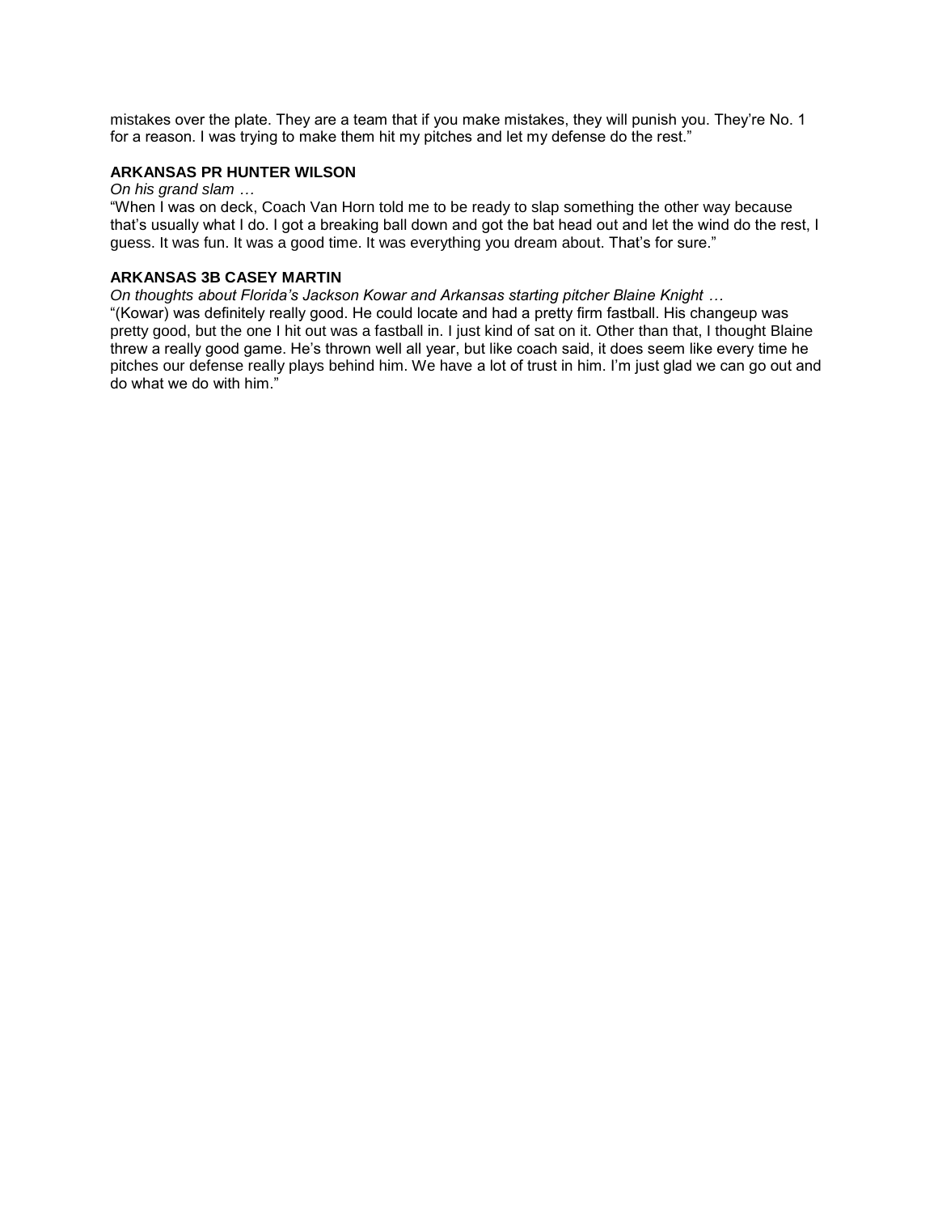mistakes over the plate. They are a team that if you make mistakes, they will punish you. They're No. 1 for a reason. I was trying to make them hit my pitches and let my defense do the rest."

**ARKANSAS PR HUNTER WILSON**

*On his grand slam …*

"When I was on deck, Coach Van Horn told me to be ready to slap something the other way because that's usually what I do. I got a breaking ball down and got the bat head out and let the wind do the rest, I guess. It was fun. It was a good time. It was everything you dream about. That's for sure."

**ARKANSAS 3B CASEY MARTIN**

*On thoughts about Florida's Jackson Kowar and Arkansas starting pitcher Blaine Knight …*

"(Kowar) was definitely really good. He could locate and had a pretty firm fastball. His changeup was pretty good, but the one I hit out was a fastball in. I just kind of sat on it. Other than that, I thought Blaine threw a really good game. He's thrown well all year, but like coach said, it does seem like every time he pitches our defense really plays behind him. We have a lot of trust in him. I'm just glad we can go out and do what we do with him."